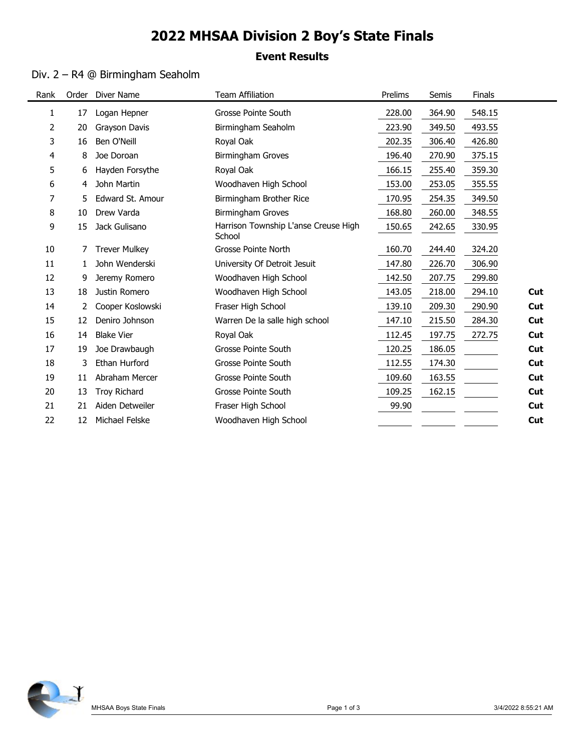# 2022 MHSAA Division 2 Boy's State Finals

## Event Results

### Div. 2 – R4 @ Birmingham Seaholm

| Rank | Order | Diver Name | Team Affiliation | Prelims | Semis | Finals | |
|---|---|---|---|---|---|---|---|
| 1 | 17 | Logan Hepner | Grosse Pointe South | 228.00 | 364.90 | 548.15 | |
| 2 | 20 | Grayson Davis | Birmingham Seaholm | 223.90 | 349.50 | 493.55 | |
| 3 | 16 | Ben O'Neill | Royal Oak | 202.35 | 306.40 | 426.80 | |
| 4 | 8 | Joe Doroan | Birmingham Groves | 196.40 | 270.90 | 375.15 | |
| 5 | 6 | Hayden Forsythe | Royal Oak | 166.15 | 255.40 | 359.30 | |
| 6 | 4 | John Martin | Woodhaven High School | 153.00 | 253.05 | 355.55 | |
| 7 | 5 | Edward St. Amour | Birmingham Brother Rice | 170.95 | 254.35 | 349.50 | |
| 8 | 10 | Drew Varda | Birmingham Groves | 168.80 | 260.00 | 348.55 | |
| 9 | 15 | Jack Gulisano | Harrison Township L'anse Creuse High School | 150.65 | 242.65 | 330.95 | |
| 10 | 7 | Trever Mulkey | Grosse Pointe North | 160.70 | 244.40 | 324.20 | |
| 11 | 1 | John Wenderski | University Of Detroit Jesuit | 147.80 | 226.70 | 306.90 | |
| 12 | 9 | Jeremy Romero | Woodhaven High School | 142.50 | 207.75 | 299.80 | |
| 13 | 18 | Justin Romero | Woodhaven High School | 143.05 | 218.00 | 294.10 | **Cut** |
| 14 | 2 | Cooper Koslowski | Fraser High School | 139.10 | 209.30 | 290.90 | **Cut** |
| 15 | 12 | Deniro Johnson | Warren De la salle high school | 147.10 | 215.50 | 284.30 | **Cut** |
| 16 | 14 | Blake Vier | Royal Oak | 112.45 | 197.75 | 272.75 | **Cut** |
| 17 | 19 | Joe Drawbaugh | Grosse Pointe South | 120.25 | 186.05 | | **Cut** |
| 18 | 3 | Ethan Hurford | Grosse Pointe South | 112.55 | 174.30 | | **Cut** |
| 19 | 11 | Abraham Mercer | Grosse Pointe South | 109.60 | 163.55 | | **Cut** |
| 20 | 13 | Troy Richard | Grosse Pointe South | 109.25 | 162.15 | | **Cut** |
| 21 | 21 | Aiden Detweiler | Fraser High School | 99.90 | | | **Cut** |
| 22 | 12 | Michael Felske | Woodhaven High School | | | | **Cut** |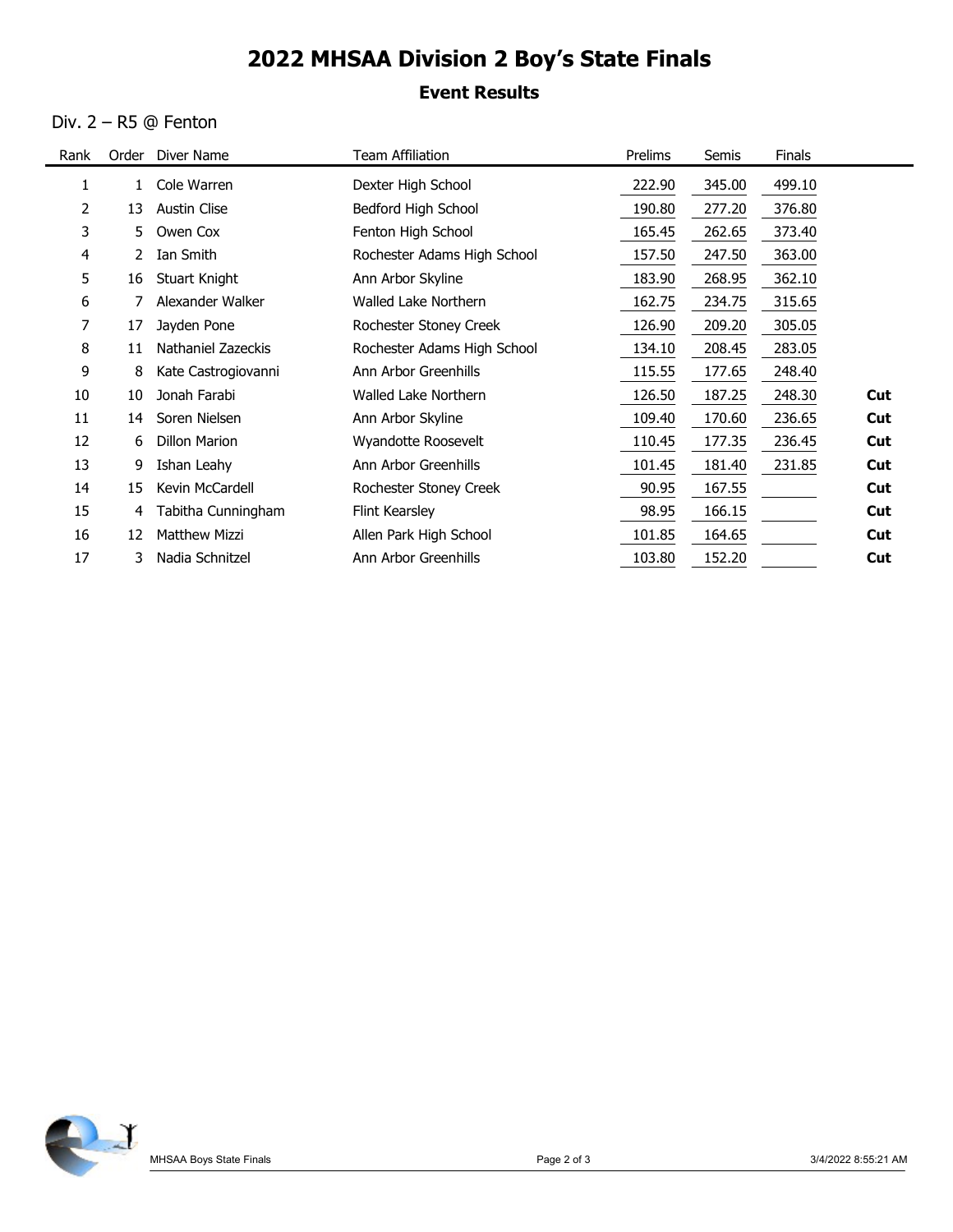# 2022 MHSAA Division 2 Boy's State Finals

## Event Results

### Div. 2 – R5 @ Fenton

| Rank | Order | Diver Name | Team Affiliation | Prelims | Semis | Finals | |
|---|---|---|---|---|---|---|---|
| 1 | 1 | Cole Warren | Dexter High School | 222.90 | 345.00 | 499.10 | |
| 2 | 13 | Austin Clise | Bedford High School | 190.80 | 277.20 | 376.80 | |
| 3 | 5 | Owen Cox | Fenton High School | 165.45 | 262.65 | 373.40 | |
| 4 | 2 | Ian Smith | Rochester Adams High School | 157.50 | 247.50 | 363.00 | |
| 5 | 16 | Stuart Knight | Ann Arbor Skyline | 183.90 | 268.95 | 362.10 | |
| 6 | 7 | Alexander Walker | Walled Lake Northern | 162.75 | 234.75 | 315.65 | |
| 7 | 17 | Jayden Pone | Rochester Stoney Creek | 126.90 | 209.20 | 305.05 | |
| 8 | 11 | Nathaniel Zazeckis | Rochester Adams High School | 134.10 | 208.45 | 283.05 | |
| 9 | 8 | Kate Castrogiovanni | Ann Arbor Greenhills | 115.55 | 177.65 | 248.40 | |
| 10 | 10 | Jonah Farabi | Walled Lake Northern | 126.50 | 187.25 | 248.30 | **Cut** |
| 11 | 14 | Soren Nielsen | Ann Arbor Skyline | 109.40 | 170.60 | 236.65 | **Cut** |
| 12 | 6 | Dillon Marion | Wyandotte Roosevelt | 110.45 | 177.35 | 236.45 | **Cut** |
| 13 | 9 | Ishan Leahy | Ann Arbor Greenhills | 101.45 | 181.40 | 231.85 | **Cut** |
| 14 | 15 | Kevin McCardell | Rochester Stoney Creek | 90.95 | 167.55 | | **Cut** |
| 15 | 4 | Tabitha Cunningham | Flint Kearsley | 98.95 | 166.15 | | **Cut** |
| 16 | 12 | Matthew Mizzi | Allen Park High School | 101.85 | 164.65 | | **Cut** |
| 17 | 3 | Nadia Schnitzel | Ann Arbor Greenhills | 103.80 | 152.20 | | **Cut** |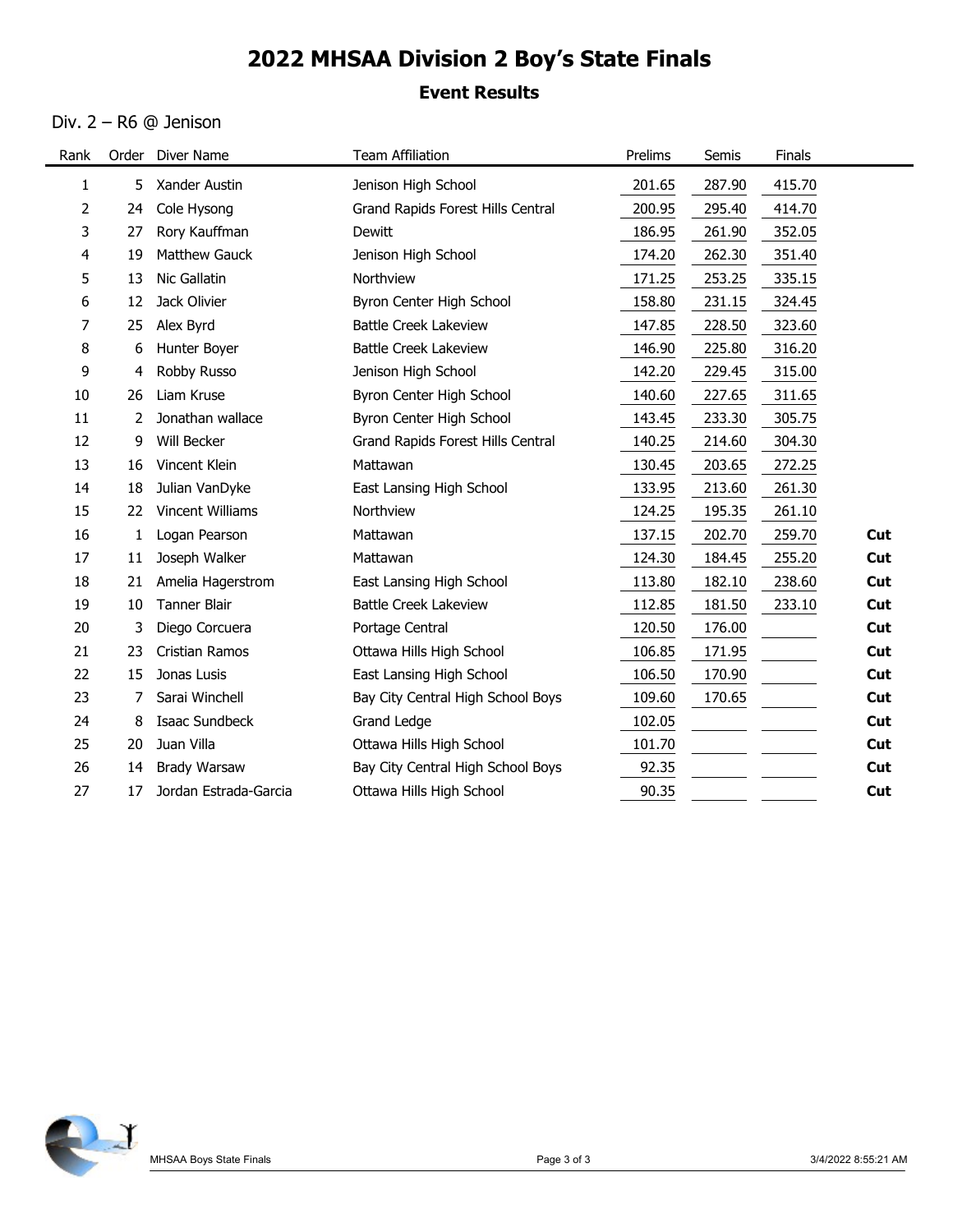# 2022 MHSAA Division 2 Boy's State Finals

## Event Results

### Div. 2 – R6 @ Jenison

| Rank | Order | Diver Name | Team Affiliation | Prelims | Semis | Finals | |
|---|---|---|---|---|---|---|---|
| 1 | 5 | Xander Austin | Jenison High School | 201.65 | 287.90 | 415.70 | |
| 2 | 24 | Cole Hysong | Grand Rapids Forest Hills Central | 200.95 | 295.40 | 414.70 | |
| 3 | 27 | Rory Kauffman | Dewitt | 186.95 | 261.90 | 352.05 | |
| 4 | 19 | Matthew Gauck | Jenison High School | 174.20 | 262.30 | 351.40 | |
| 5 | 13 | Nic Gallatin | Northview | 171.25 | 253.25 | 335.15 | |
| 6 | 12 | Jack Olivier | Byron Center High School | 158.80 | 231.15 | 324.45 | |
| 7 | 25 | Alex Byrd | Battle Creek Lakeview | 147.85 | 228.50 | 323.60 | |
| 8 | 6 | Hunter Boyer | Battle Creek Lakeview | 146.90 | 225.80 | 316.20 | |
| 9 | 4 | Robby Russo | Jenison High School | 142.20 | 229.45 | 315.00 | |
| 10 | 26 | Liam Kruse | Byron Center High School | 140.60 | 227.65 | 311.65 | |
| 11 | 2 | Jonathan wallace | Byron Center High School | 143.45 | 233.30 | 305.75 | |
| 12 | 9 | Will Becker | Grand Rapids Forest Hills Central | 140.25 | 214.60 | 304.30 | |
| 13 | 16 | Vincent Klein | Mattawan | 130.45 | 203.65 | 272.25 | |
| 14 | 18 | Julian VanDyke | East Lansing High School | 133.95 | 213.60 | 261.30 | |
| 15 | 22 | Vincent Williams | Northview | 124.25 | 195.35 | 261.10 | |
| 16 | 1 | Logan Pearson | Mattawan | 137.15 | 202.70 | 259.70 | **Cut** |
| 17 | 11 | Joseph Walker | Mattawan | 124.30 | 184.45 | 255.20 | **Cut** |
| 18 | 21 | Amelia Hagerstrom | East Lansing High School | 113.80 | 182.10 | 238.60 | **Cut** |
| 19 | 10 | Tanner Blair | Battle Creek Lakeview | 112.85 | 181.50 | 233.10 | **Cut** |
| 20 | 3 | Diego Corcuera | Portage Central | 120.50 | 176.00 | | **Cut** |
| 21 | 23 | Cristian Ramos | Ottawa Hills High School | 106.85 | 171.95 | | **Cut** |
| 22 | 15 | Jonas Lusis | East Lansing High School | 106.50 | 170.90 | | **Cut** |
| 23 | 7 | Sarai Winchell | Bay City Central High School Boys | 109.60 | 170.65 | | **Cut** |
| 24 | 8 | Isaac Sundbeck | Grand Ledge | 102.05 | | | **Cut** |
| 25 | 20 | Juan Villa | Ottawa Hills High School | 101.70 | | | **Cut** |
| 26 | 14 | Brady Warsaw | Bay City Central High School Boys | 92.35 | | | **Cut** |
| 27 | 17 | Jordan Estrada-Garcia | Ottawa Hills High School | 90.35 | | | **Cut** |